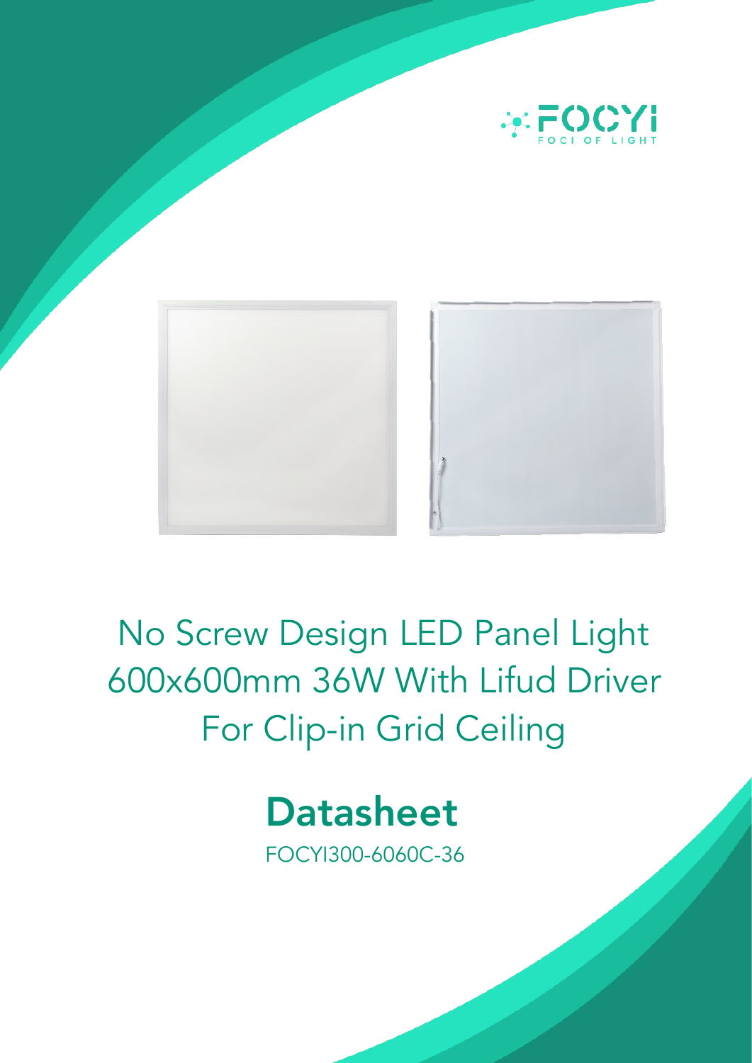FOCYI
FOCI OF LIGHT

# No Screw Design LED Panel Light 600x600mm 36W With Lifud Driver For Clip-in Grid Ceiling

## Datasheet

FOCYI300-6060C-36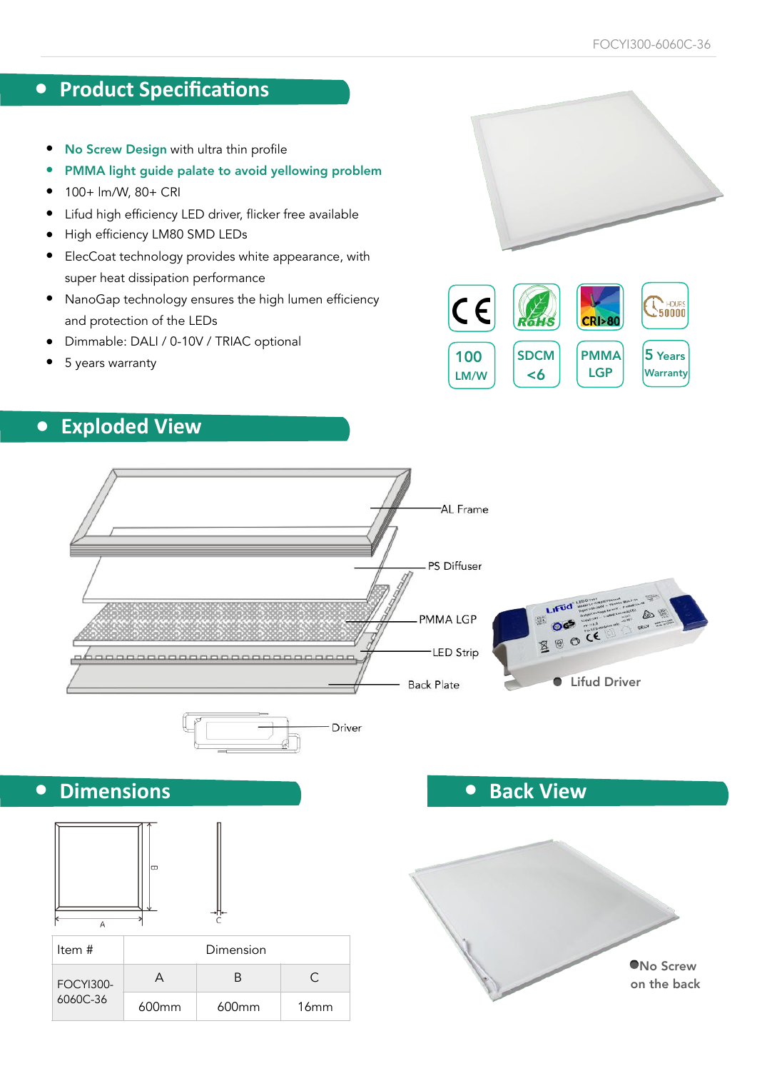## Product Specifications

- **No Screw Design** with ultra thin profile
- **PMMA light guide palate to avoid yellowing problem**
- 100+ lm/W, 80+ CRI
- Lifud high efficiency LED driver, flicker free available
- High efficiency LM80 SMD LEDs
- ElecCoat technology provides white appearance, with super heat dissipation performance
- NanoGap technology ensures the high lumen efficiency and protection of the LEDs
- Dimmable: DALI / 0-10V / TRIAC optional
- 5 years warranty

CE | RoHS | CRI>80 | HOURS 50000

100 LM/W | SDCM <6 | PMMA LGP | 5 Years Warranty

## Exploded View

AL Frame

PS Diffuser

PMMA LGP

LED Strip

Back Plate

Driver

Lifud Driver

## Dimensions

| Item # | Dimension | | |
|---|---|---|---|
| | A | B | C |
| FOCYI300-6060C-36 | 600mm | 600mm | 16mm |

## Back View

No Screw on the back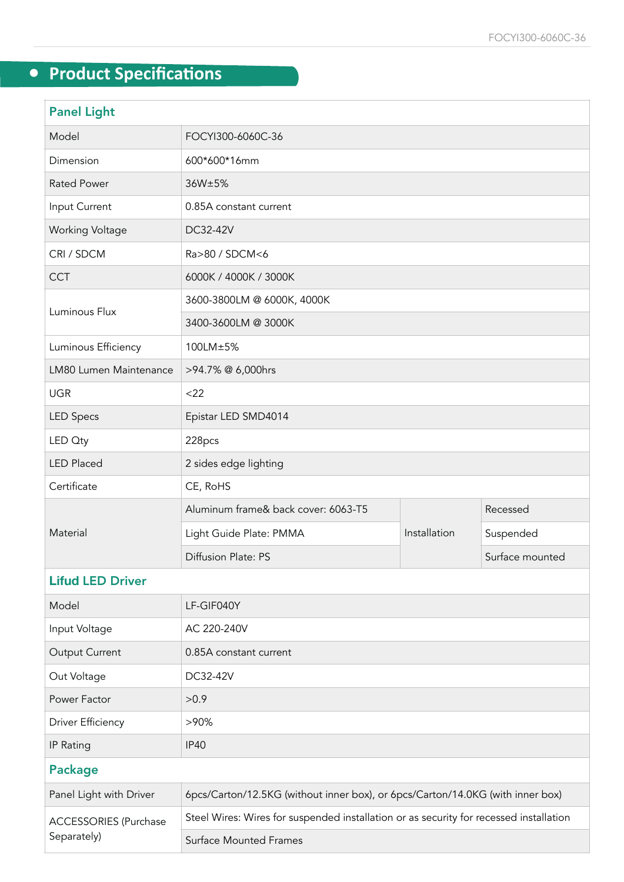## Product Specifications

| Panel Light | | | |
|---|---|---|---|
| Model | FOCYI300-6060C-36 | | |
| Dimension | 600*600*16mm | | |
| Rated Power | 36W±5% | | |
| Input Current | 0.85A constant current | | |
| Working Voltage | DC32-42V | | |
| CRI / SDCM | Ra>80 / SDCM<6 | | |
| CCT | 6000K / 4000K / 3000K | | |
| Luminous Flux | 3600-3800LM @ 6000K, 4000K | | |
| | 3400-3600LM @ 3000K | | |
| Luminous Efficiency | 100LM±5% | | |
| LM80 Lumen Maintenance | >94.7% @ 6,000hrs | | |
| UGR | <22 | | |
| LED Specs | Epistar LED SMD4014 | | |
| LED Qty | 228pcs | | |
| LED Placed | 2 sides edge lighting | | |
| Certificate | CE, RoHS | | |
| Material | Aluminum frame& back cover: 6063-T5 | Installation | Recessed |
| | Light Guide Plate: PMMA | | Suspended |
| | Diffusion Plate: PS | | Surface mounted |
| **Lifud LED Driver** | | | |
| Model | LF-GIF040Y | | |
| Input Voltage | AC 220-240V | | |
| Output Current | 0.85A constant current | | |
| Out Voltage | DC32-42V | | |
| Power Factor | >0.9 | | |
| Driver Efficiency | >90% | | |
| IP Rating | IP40 | | |
| **Package** | | | |
| Panel Light with Driver | 6pcs/Carton/12.5KG (without inner box), or 6pcs/Carton/14.0KG (with inner box) | | |
| ACCESSORIES (Purchase Separately) | Steel Wires: Wires for suspended installation or as security for recessed installation | | |
| | Surface Mounted Frames | | |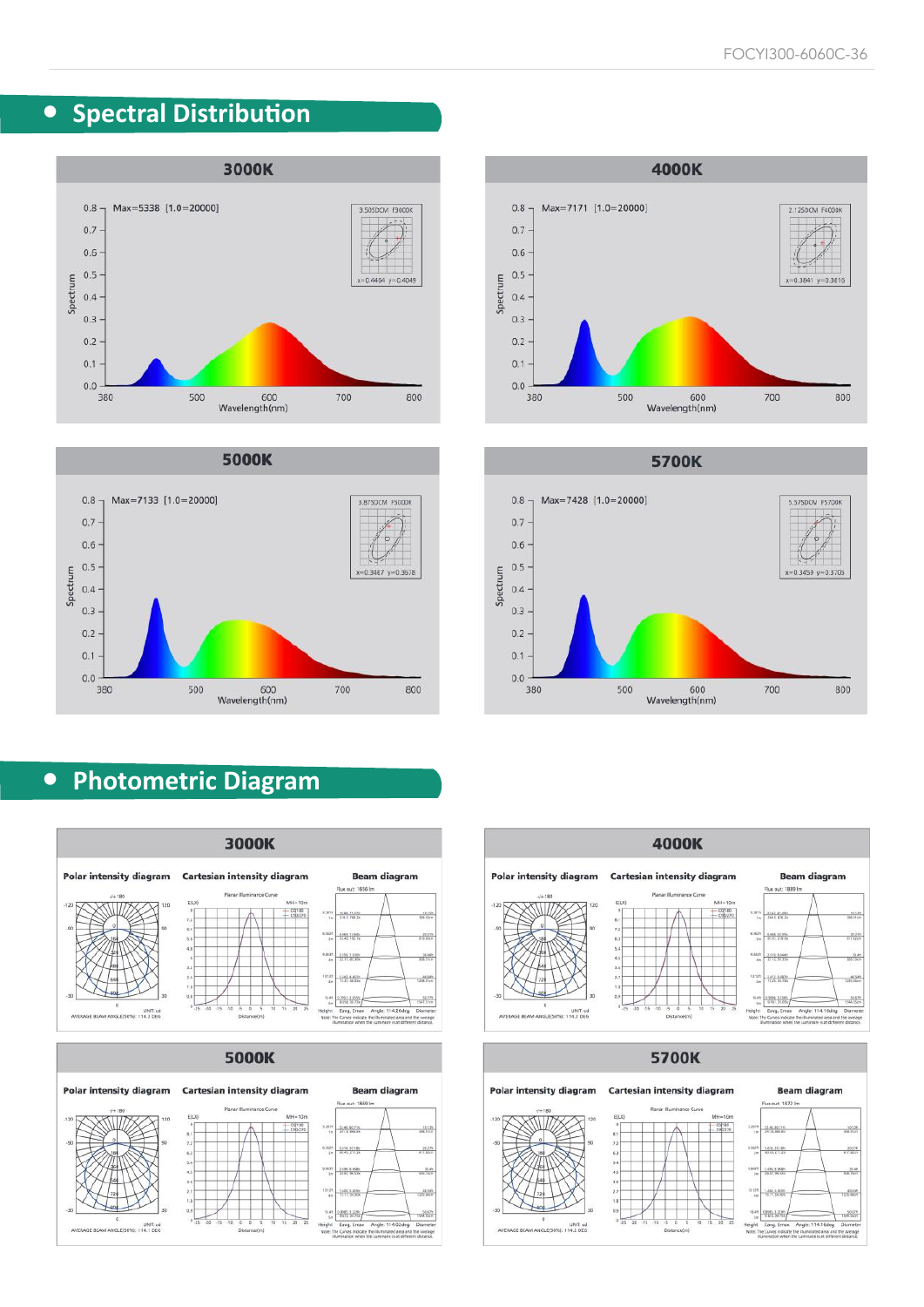## Spectral Distribution

### 3000K

Max=5338 [1.0=20000]

3.505DCM F3000K

x=0.4464 y=0.4049

Spectrum / Wavelength(nm)

### 4000K

Max=7171 [1.0=20000]

2.125DCM F4000K

x=0.3841 y=0.3816

Spectrum / Wavelength(nm)

### 5000K

Max=7133 [1.0=20000]

3.875DCM F5000K

x=0.3467 y=0.3578

Spectrum / Wavelength(nm)

### 5700K

Max=7428 [1.0=20000]

5.575DCM F5700K

x=0.3459 y=0.3705

Spectrum / Wavelength(nm)

## Photometric Diagram

### 3000K

Polar intensity diagram | Cartesian intensity diagram | Beam diagram

AVERAGE BEAM ANGLE(50%): 114.2 DEG

Flux out: 1656 lm

Angle: 114.24deg

### 4000K

Polar intensity diagram | Cartesian intensity diagram | Beam diagram

AVERAGE BEAM ANGLE(50%): 114.3 DEG

Flux out: 1889 lm

Angle: 114.16deg

### 5000K

Polar intensity diagram | Cartesian intensity diagram | Beam diagram

AVERAGE BEAM ANGLE(50%): 114.1 DEG

Flux out: 1869 lm

Angle: 114.02deg

### 5700K

Polar intensity diagram | Cartesian intensity diagram | Beam diagram

AVERAGE BEAM ANGLE(50%): 114.2 DEG

Flux out: 1872 lm

Angle: 114.16deg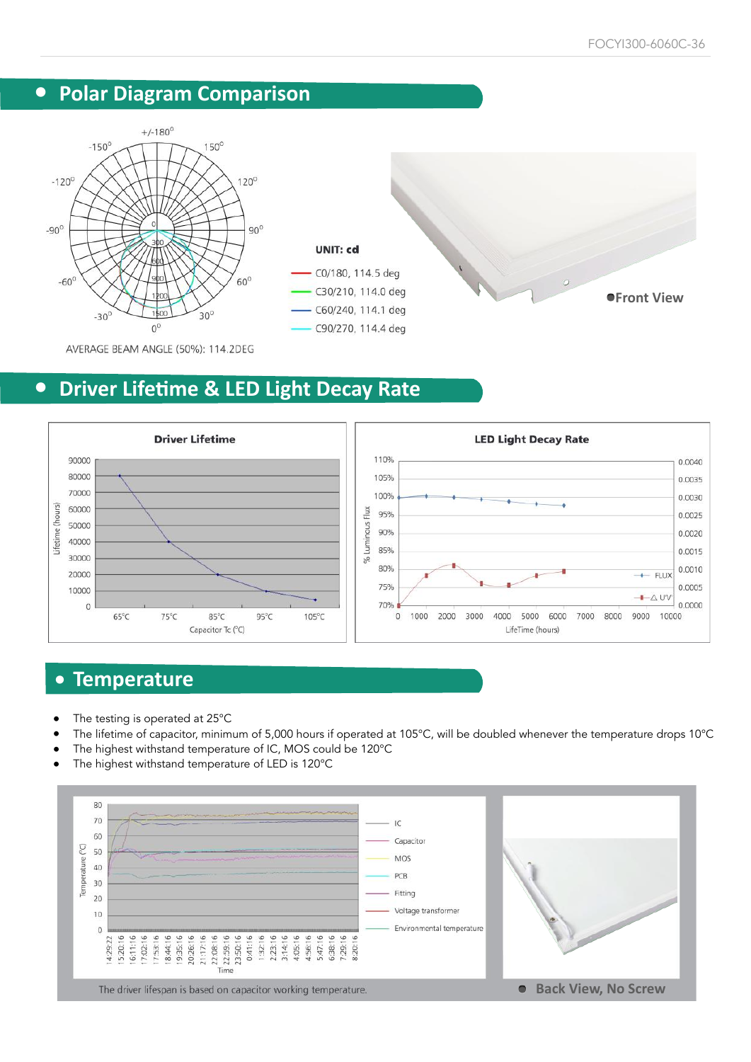## Polar Diagram Comparison

UNIT: cd

- C0/180, 114.5 deg
- C30/210, 114.0 deg
- C60/240, 114.1 deg
- C90/270, 114.4 deg

AVERAGE BEAM ANGLE (50%): 114.2DEG

Front View

## Driver Lifetime & LED Light Decay Rate

**Driver Lifetime**

**LED Light Decay Rate**

## Temperature

- The testing is operated at 25°C
- The lifetime of capacitor, minimum of 5,000 hours if operated at 105°C, will be doubled whenever the temperature drops 10°C
- The highest withstand temperature of IC, MOS could be 120°C
- The highest withstand temperature of LED is 120°C

The driver lifespan is based on capacitor working temperature.

Back View, No Screw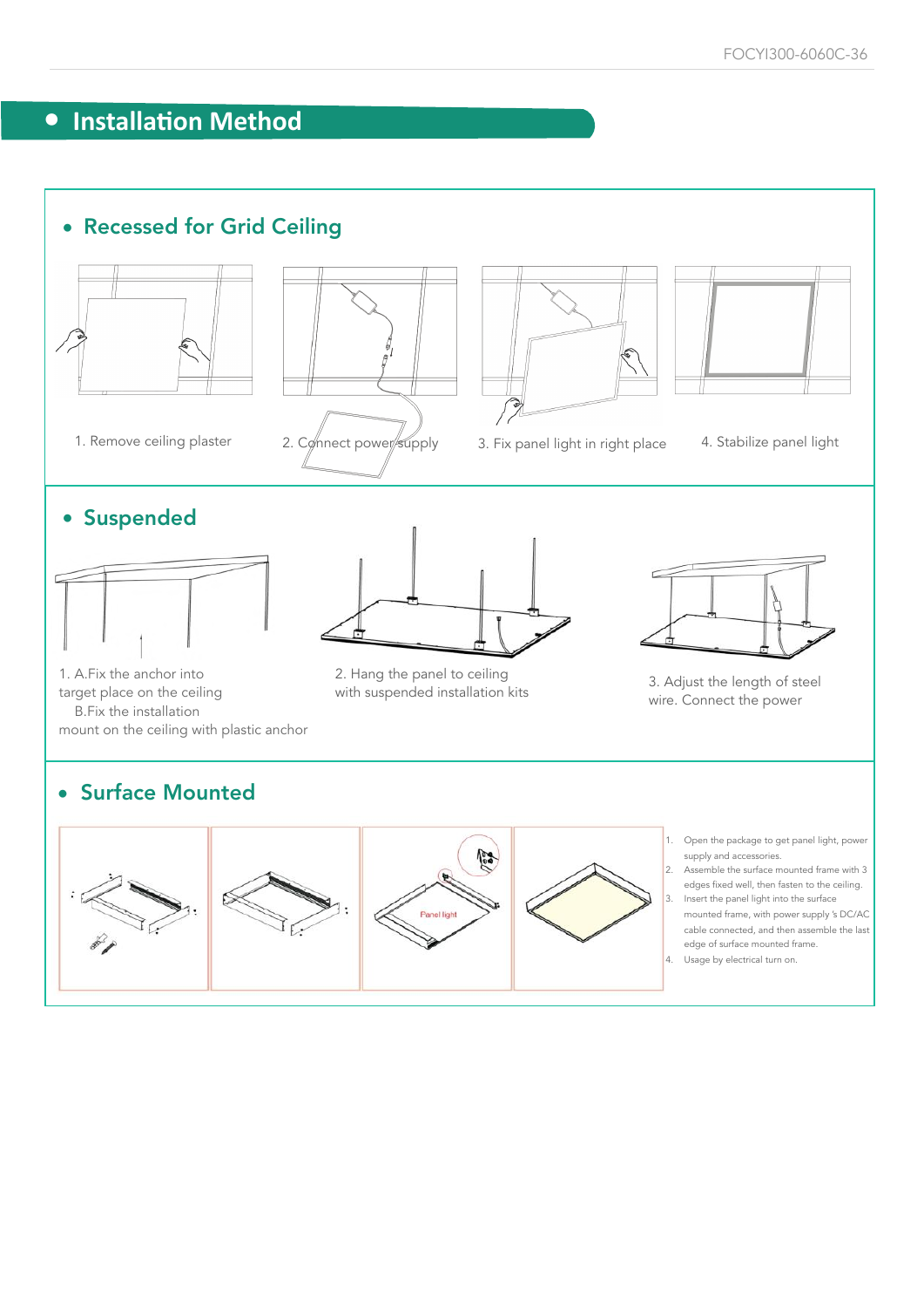# Installation Method

## Recessed for Grid Ceiling

1. Remove ceiling plaster

2. Connect power supply

3. Fix panel light in right place

4. Stabilize panel light

## Suspended

1. A.Fix the anchor into target place on the ceiling
   B.Fix the installation mount on the ceiling with plastic anchor

2. Hang the panel to ceiling with suspended installation kits

3. Adjust the length of steel wire. Connect the power

## Surface Mounted

Panel light

1. Open the package to get panel light, power supply and accessories.
2. Assemble the surface mounted frame with 3 edges fixed well, then fasten to the ceiling.
3. Insert the panel light into the surface mounted frame, with power supply 's DC/AC cable connected, and then assemble the last edge of surface mounted frame.
4. Usage by electrical turn on.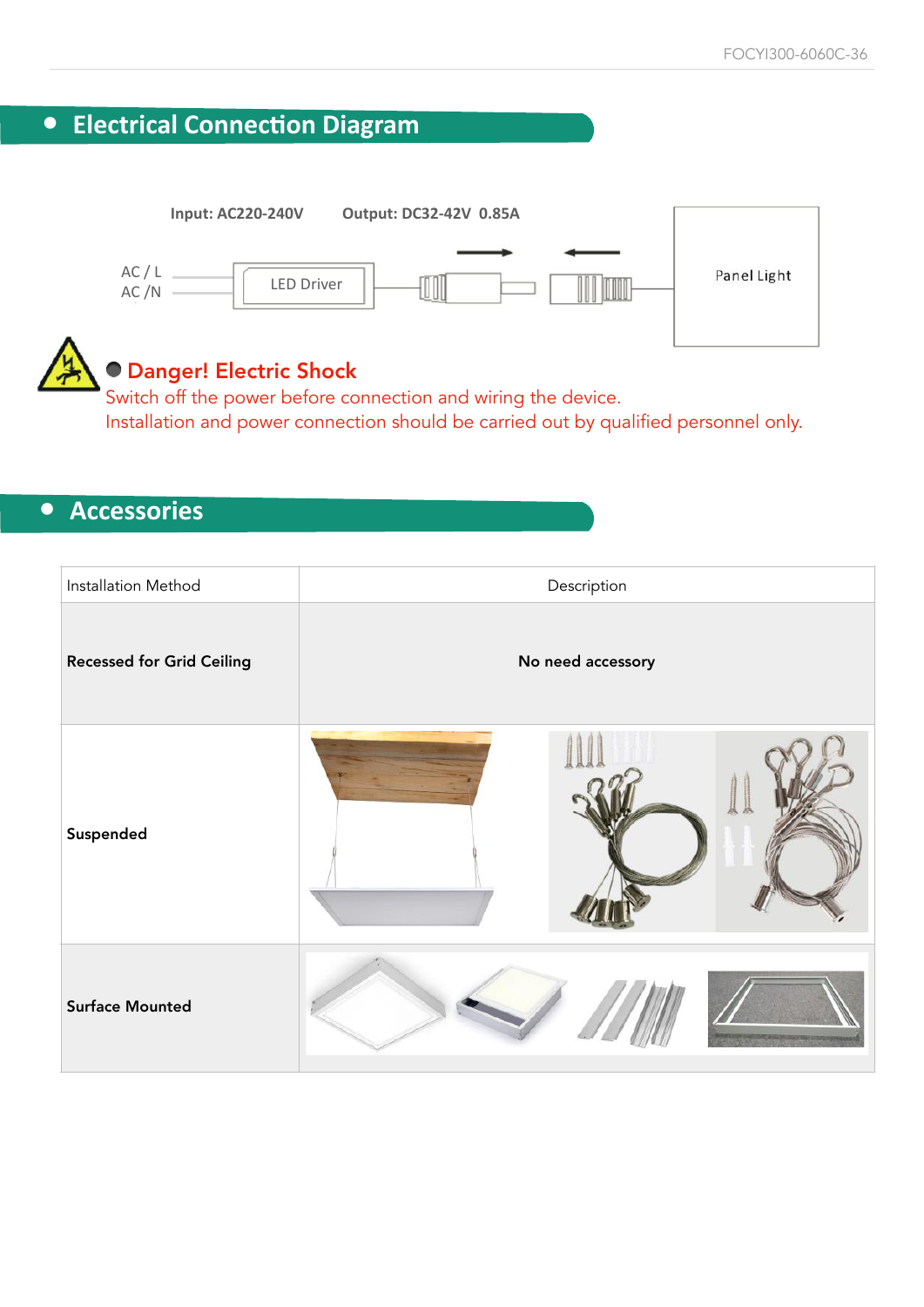## Electrical Connection Diagram

Input: AC220-240V    Output: DC32-42V 0.85A

AC / L
AC /N

LED Driver

Panel Light

**Danger! Electric Shock**

Switch off the power before connection and wiring the device.
Installation and power connection should be carried out by qualified personnel only.

## Accessories

| Installation Method | Description |
|---|---|
| **Recessed for Grid Ceiling** | **No need accessory** |
| **Suspended** | |
| **Surface Mounted** | |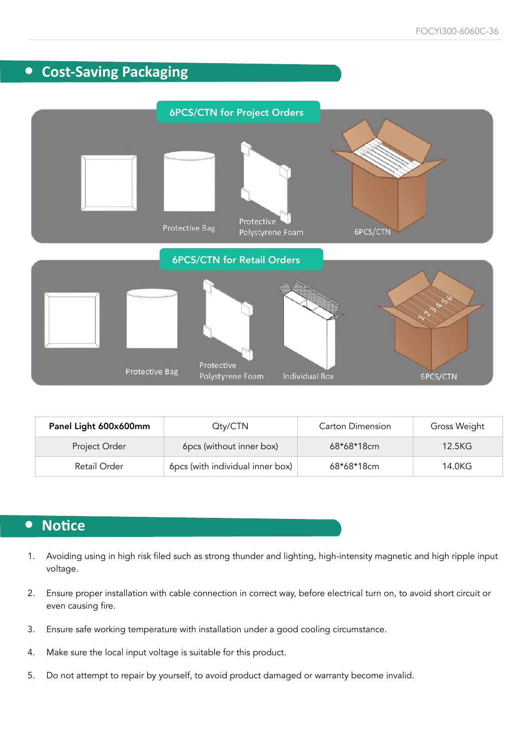## Cost-Saving Packaging

6PCS/CTN for Project Orders

Protective Bag

Protective Polystyrene Foam

6PCS/CTN

6PCS/CTN for Retail Orders

Protective Bag

Protective Polystyrene Foam

Individual Box

6PCS/CTN

| Panel Light 600x600mm | Qty/CTN | Carton Dimension | Gross Weight |
|---|---|---|---|
| Project Order | 6pcs (without inner box) | 68*68*18cm | 12.5KG |
| Retail Order | 6pcs (with individual inner box) | 68*68*18cm | 14.0KG |

## Notice

1. Avoiding using in high risk filed such as strong thunder and lighting, high-intensity magnetic and high ripple input voltage.
2. Ensure proper installation with cable connection in correct way, before electrical turn on, to avoid short circuit or even causing fire.
3. Ensure safe working temperature with installation under a good cooling circumstance.
4. Make sure the local input voltage is suitable for this product.
5. Do not attempt to repair by yourself, to avoid product damaged or warranty become invalid.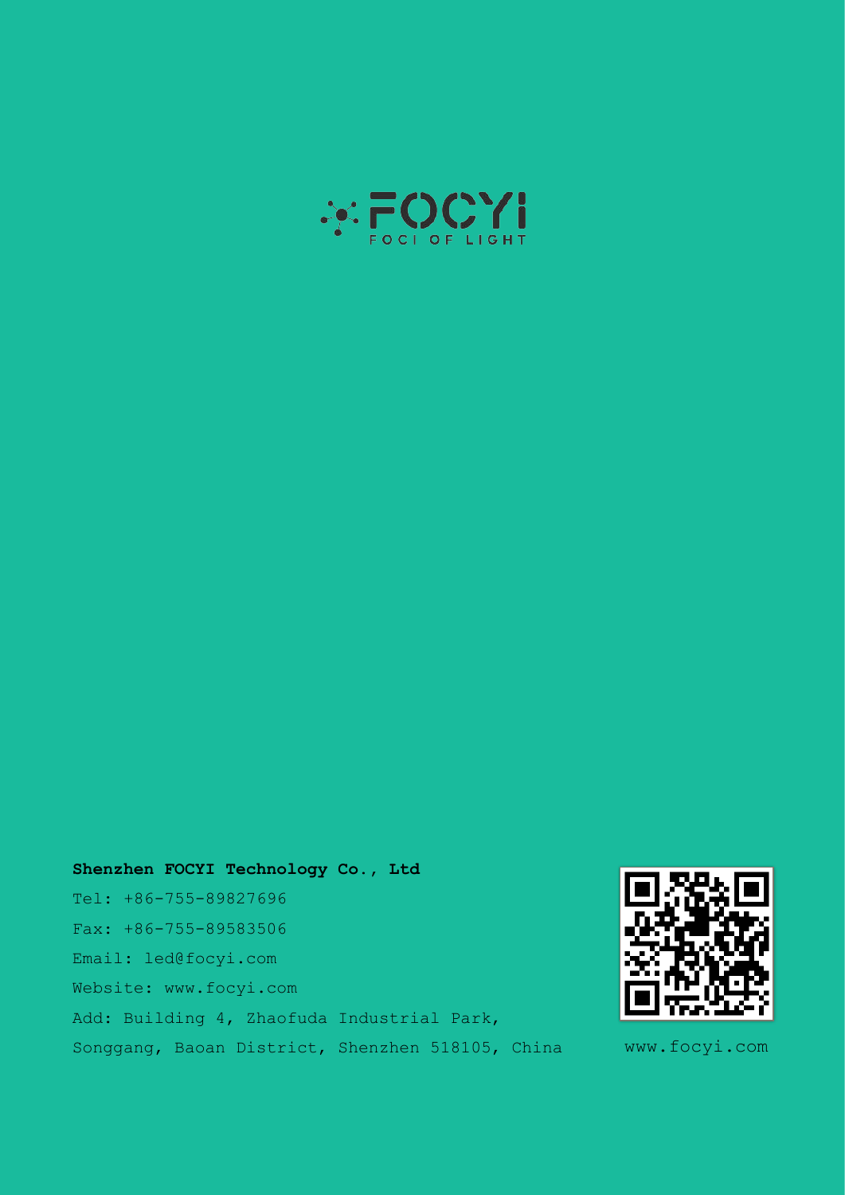FOCYI

FOCI OF LIGHT

**Shenzhen FOCYI Technology Co., Ltd**

Tel: +86-755-89827696

Fax: +86-755-89583506

Email: led@focyi.com

Website: www.focyi.com

Add: Building 4, Zhaofuda Industrial Park,

Songgang, Baoan District, Shenzhen 518105, China

www.focyi.com